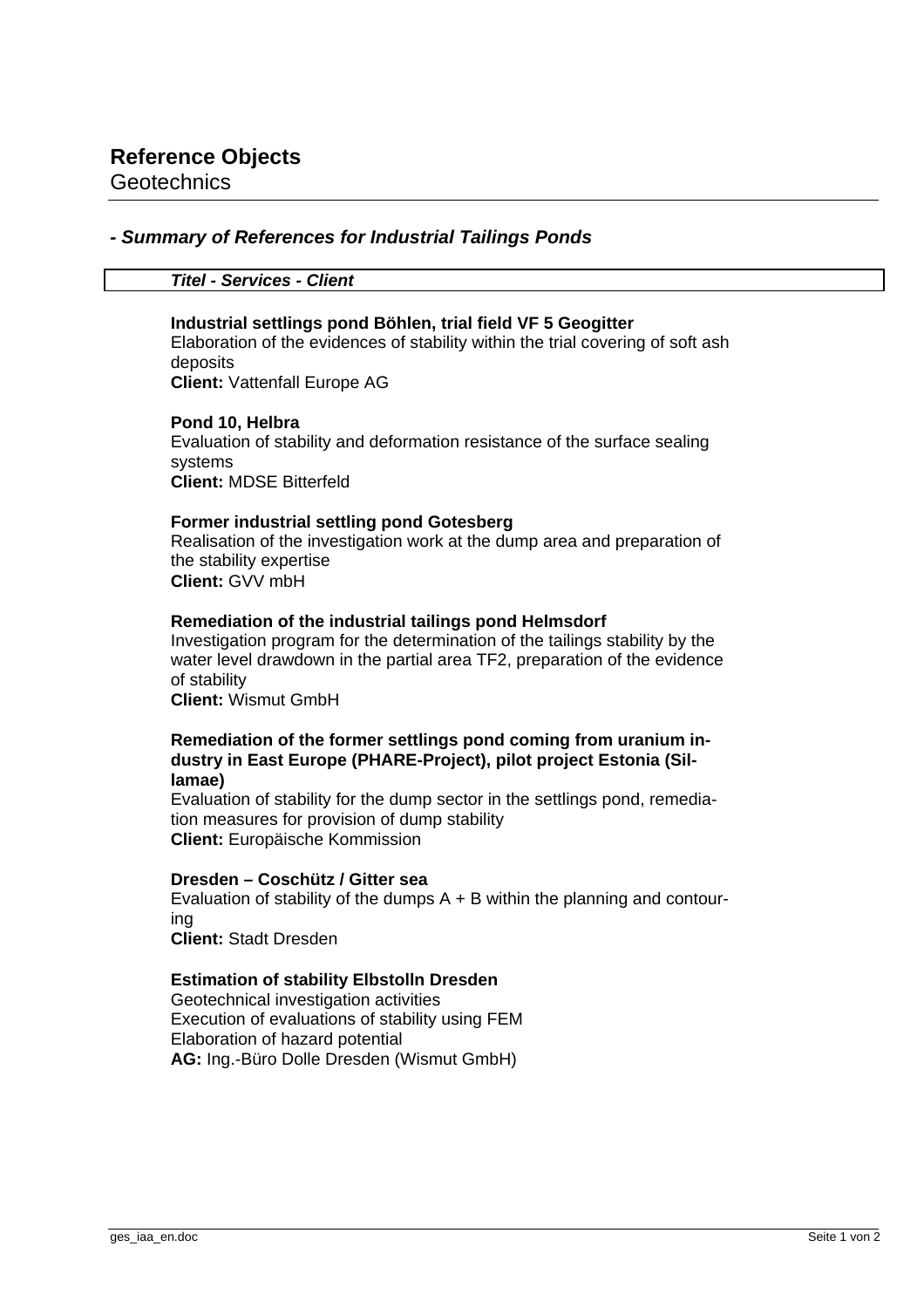# Reference Objects

Geotechnics

## *- Summary of References for Industrial Tailings Ponds*

| ***Titel - Services - Client*** |
|---|

**Industrial settlings pond Böhlen, trial field VF 5 Geogitter**
Elaboration of the evidences of stability within the trial covering of soft ash deposits
**Client:** Vattenfall Europe AG

**Pond 10, Helbra**
Evaluation of stability and deformation resistance of the surface sealing systems
**Client:** MDSE Bitterfeld

**Former industrial settling pond Gotesberg**
Realisation of the investigation work at the dump area and preparation of the stability expertise
**Client:** GVV mbH

**Remediation of the industrial tailings pond Helmsdorf**
Investigation program for the determination of the tailings stability by the water level drawdown in the partial area TF2, preparation of the evidence of stability
**Client:** Wismut GmbH

**Remediation of the former settlings pond coming from uranium industry in East Europe (PHARE-Project), pilot project Estonia (Sillamae)**
Evaluation of stability for the dump sector in the settlings pond, remediation measures for provision of dump stability
**Client:** Europäische Kommission

**Dresden – Coschütz / Gitter sea**
Evaluation of stability of the dumps A + B within the planning and contouring
**Client:** Stadt Dresden

**Estimation of stability Elbstolln Dresden**
Geotechnical investigation activities
Execution of evaluations of stability using FEM
Elaboration of hazard potential
**AG:** Ing.-Büro Dolle Dresden (Wismut GmbH)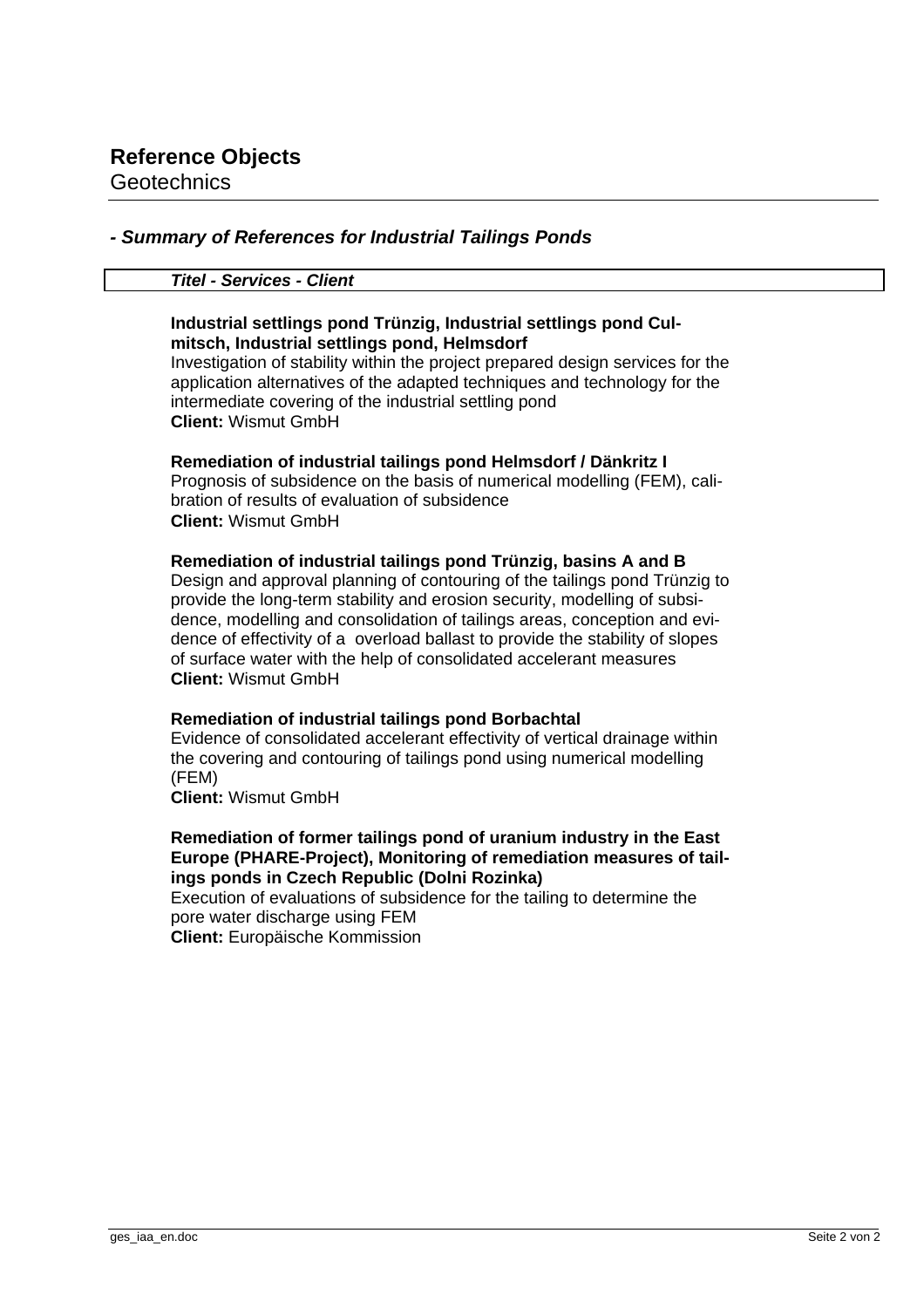## Reference Objects

Geotechnics

### *- Summary of References for Industrial Tailings Ponds*

***Titel - Services - Client***

**Industrial settlings pond Trünzig, Industrial settlings pond Culmitsch, Industrial settlings pond, Helmsdorf**
Investigation of stability within the project prepared design services for the application alternatives of the adapted techniques and technology for the intermediate covering of the industrial settling pond
**Client:** Wismut GmbH

**Remediation of industrial tailings pond Helmsdorf / Dänkritz I**
Prognosis of subsidence on the basis of numerical modelling (FEM), calibration of results of evaluation of subsidence
**Client:** Wismut GmbH

**Remediation of industrial tailings pond Trünzig, basins A and B**
Design and approval planning of contouring of the tailings pond Trünzig to provide the long-term stability and erosion security, modelling of subsidence, modelling and consolidation of tailings areas, conception and evidence of effectivity of a overload ballast to provide the stability of slopes of surface water with the help of consolidated accelerant measures
**Client:** Wismut GmbH

**Remediation of industrial tailings pond Borbachtal**
Evidence of consolidated accelerant effectivity of vertical drainage within the covering and contouring of tailings pond using numerical modelling (FEM)
**Client:** Wismut GmbH

**Remediation of former tailings pond of uranium industry in the East Europe (PHARE-Project), Monitoring of remediation measures of tailings ponds in Czech Republic (Dolni Rozinka)**
Execution of evaluations of subsidence for the tailing to determine the pore water discharge using FEM
**Client:** Europäische Kommission